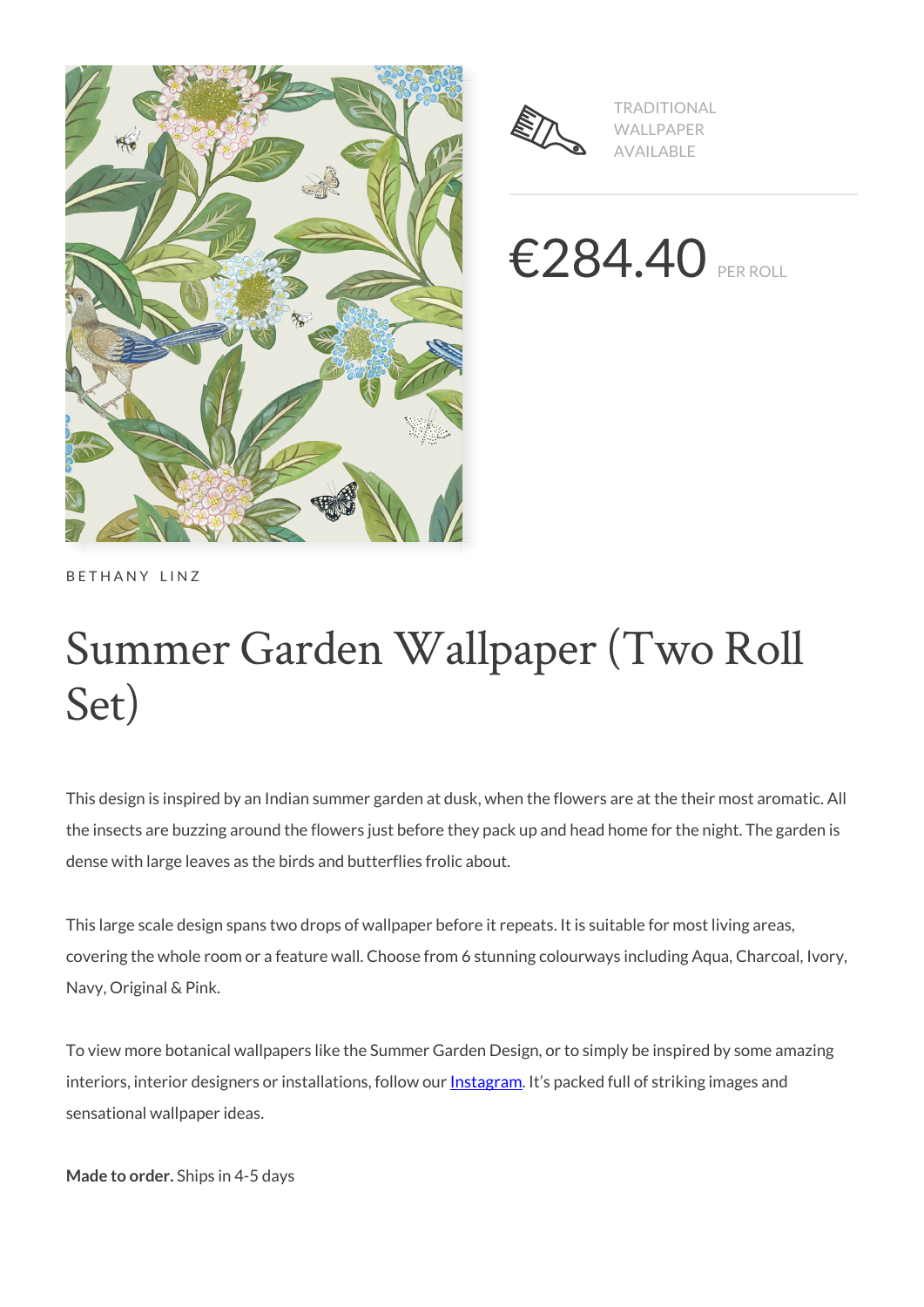TRADITIONAL WALLPAPER AVAILABLE

€284.40 PER ROLL

BETHANY LINZ

# Summer Garden Wallpaper (Two Roll Set)

This design is inspired by an Indian summer garden at dusk, when the flowers are at the their most aromatic. All the insects are buzzing around the flowers just before they pack up and head home for the night. The garden is dense with large leaves as the birds and butterflies frolic about.

This large scale design spans two drops of wallpaper before it repeats. It is suitable for most living areas, covering the whole room or a feature wall. Choose from 6 stunning colourways including Aqua, Charcoal, Ivory, Navy, Original & Pink.

To view more botanical wallpapers like the Summer Garden Design, or to simply be inspired by some amazing interiors, interior designers or installations, follow our Instagram. It's packed full of striking images and sensational wallpaper ideas.

**Made to order.** Ships in 4-5 days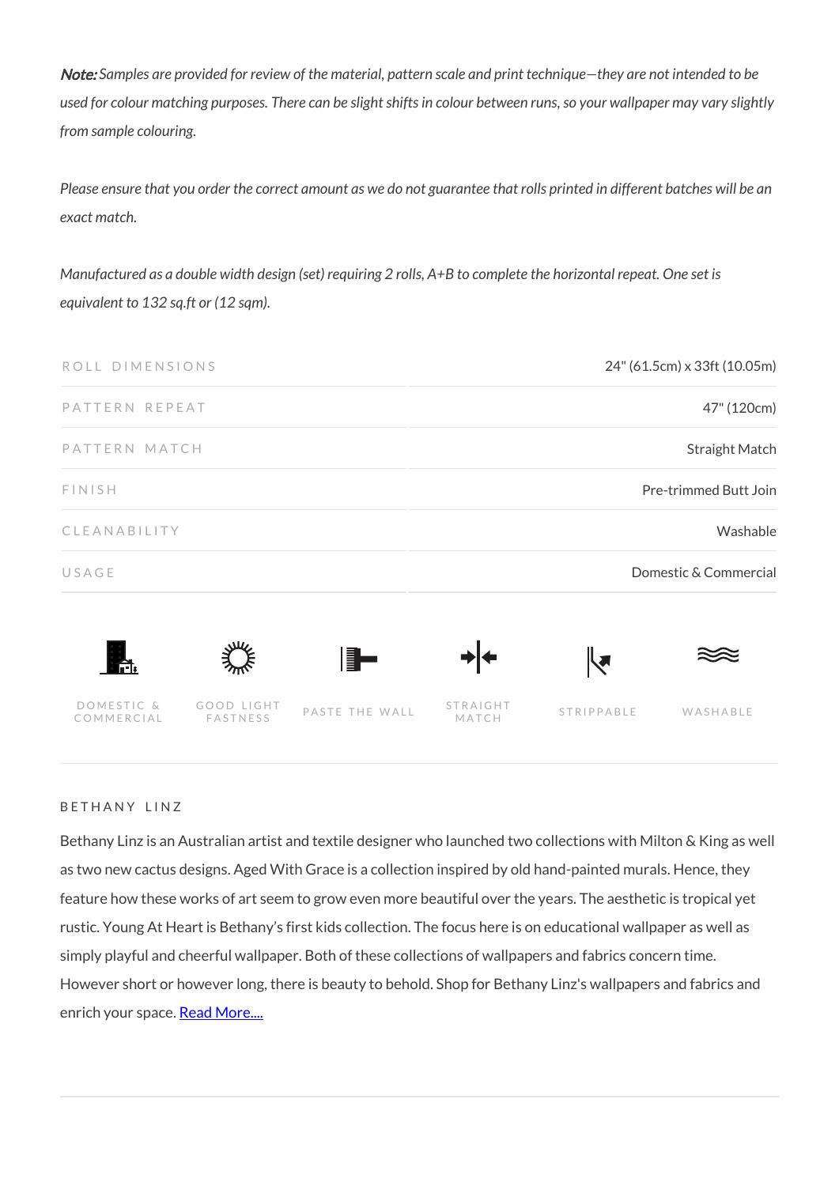***Note:*** *Samples are provided for review of the material, pattern scale and print technique—they are not intended to be used for colour matching purposes. There can be slight shifts in colour between runs, so your wallpaper may vary slightly from sample colouring.*

*Please ensure that you order the correct amount as we do not guarantee that rolls printed in different batches will be an exact match.*

*Manufactured as a double width design (set) requiring 2 rolls, A+B to complete the horizontal repeat. One set is equivalent to 132 sq.ft or (12 sqm).*

| | |
|---|---|
| ROLL DIMENSIONS | 24" (61.5cm) x 33ft (10.05m) |
| PATTERN REPEAT | 47" (120cm) |
| PATTERN MATCH | Straight Match |
| FINISH | Pre-trimmed Butt Join |
| CLEANABILITY | Washable |
| USAGE | Domestic & Commercial |

DOMESTIC & COMMERCIAL | GOOD LIGHT FASTNESS | PASTE THE WALL | STRAIGHT MATCH | STRIPPABLE | WASHABLE

## BETHANY LINZ

Bethany Linz is an Australian artist and textile designer who launched two collections with Milton & King as well as two new cactus designs. Aged With Grace is a collection inspired by old hand-painted murals. Hence, they feature how these works of art seem to grow even more beautiful over the years. The aesthetic is tropical yet rustic. Young At Heart is Bethany's first kids collection. The focus here is on educational wallpaper as well as simply playful and cheerful wallpaper. Both of these collections of wallpapers and fabrics concern time. However short or however long, there is beauty to behold. Shop for Bethany Linz's wallpapers and fabrics and enrich your space. Read More....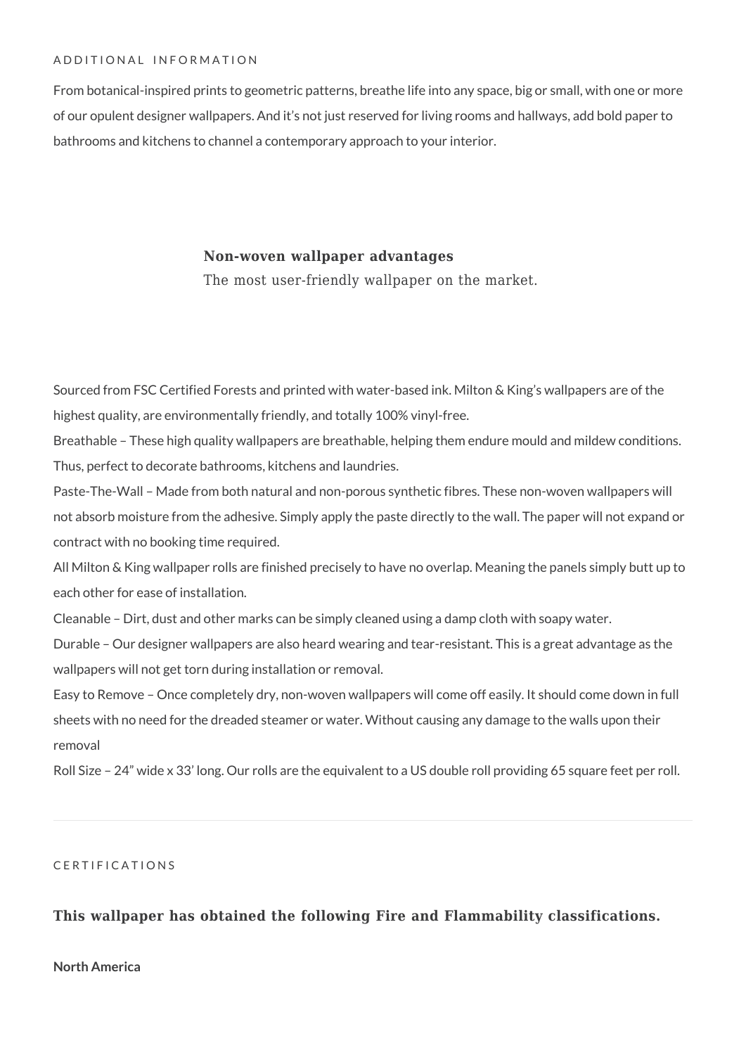ADDITIONAL INFORMATION

From botanical-inspired prints to geometric patterns, breathe life into any space, big or small, with one or more of our opulent designer wallpapers. And it's not just reserved for living rooms and hallways, add bold paper to bathrooms and kitchens to channel a contemporary approach to your interior.

**Non-woven wallpaper advantages**

The most user-friendly wallpaper on the market.

Sourced from FSC Certified Forests and printed with water-based ink. Milton & King's wallpapers are of the highest quality, are environmentally friendly, and totally 100% vinyl-free.

Breathable – These high quality wallpapers are breathable, helping them endure mould and mildew conditions. Thus, perfect to decorate bathrooms, kitchens and laundries.

Paste-The-Wall – Made from both natural and non-porous synthetic fibres. These non-woven wallpapers will not absorb moisture from the adhesive. Simply apply the paste directly to the wall. The paper will not expand or contract with no booking time required.

All Milton & King wallpaper rolls are finished precisely to have no overlap. Meaning the panels simply butt up to each other for ease of installation.

Cleanable – Dirt, dust and other marks can be simply cleaned using a damp cloth with soapy water.

Durable – Our designer wallpapers are also heard wearing and tear-resistant. This is a great advantage as the wallpapers will not get torn during installation or removal.

Easy to Remove – Once completely dry, non-woven wallpapers will come off easily. It should come down in full sheets with no need for the dreaded steamer or water. Without causing any damage to the walls upon their removal

Roll Size – 24" wide x 33' long. Our rolls are the equivalent to a US double roll providing 65 square feet per roll.

---

CERTIFICATIONS

**This wallpaper has obtained the following Fire and Flammability classifications.**

**North America**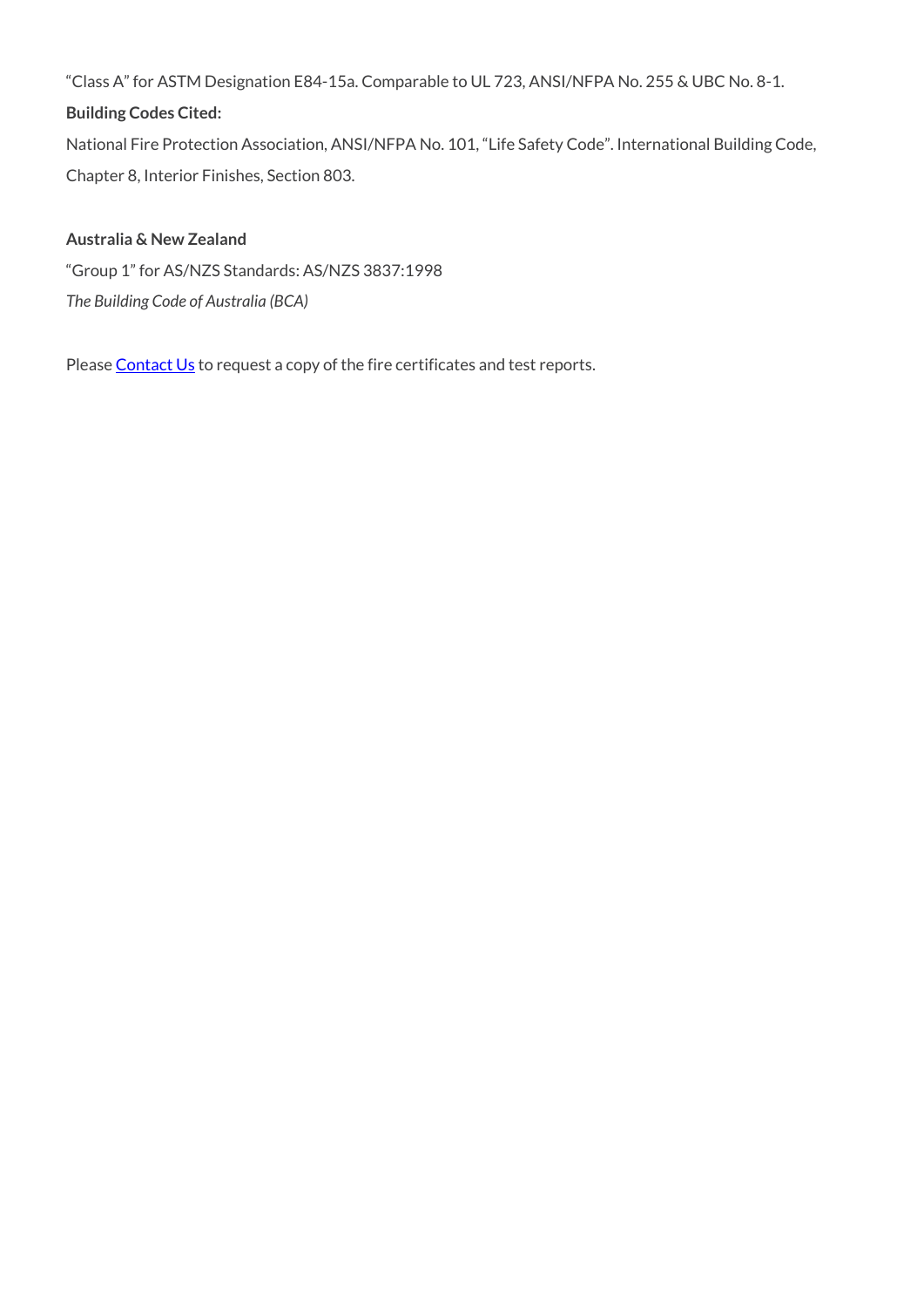"Class A" for ASTM Designation E84-15a. Comparable to UL 723, ANSI/NFPA No. 255 & UBC No. 8-1.

**Building Codes Cited:**

National Fire Protection Association, ANSI/NFPA No. 101, "Life Safety Code". International Building Code, Chapter 8, Interior Finishes, Section 803.

**Australia & New Zealand**

"Group 1" for AS/NZS Standards: AS/NZS 3837:1998

*The Building Code of Australia (BCA)*

Please Contact Us to request a copy of the fire certificates and test reports.